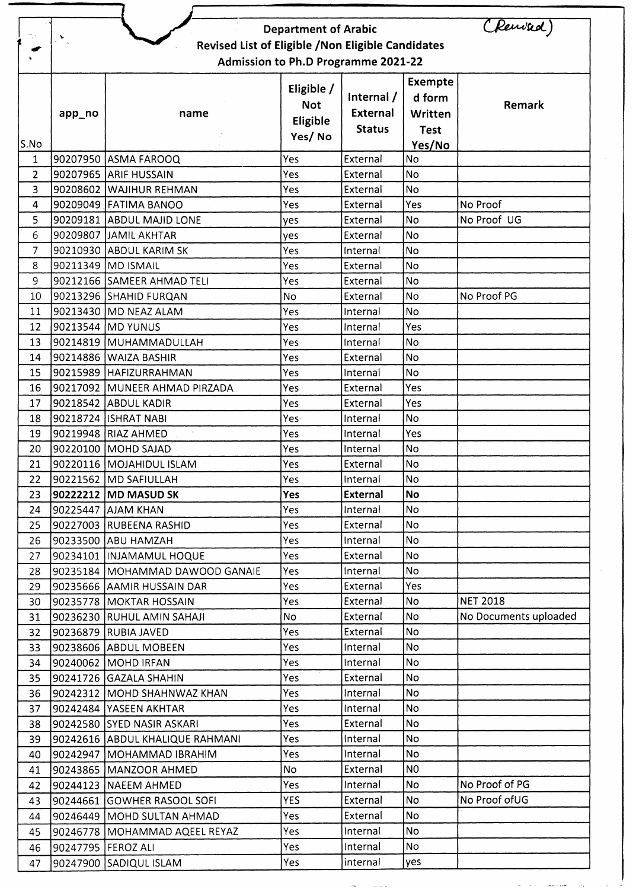(Revised)

# Department of Arabic

## Revised List of Eligible /Non Eligible Candidates

### Admission to Ph.D Programme 2021-22

| S.No | app_no | name | Eligible / Not Eligible Yes/ No | Internal / External Status | Exempted form Written Test Yes/No | Remark |
|---|---|---|---|---|---|---|
| 1 | 90207950 | ASMA FAROOQ | Yes | External | No | |
| 2 | 90207965 | ARIF HUSSAIN | Yes | External | No | |
| 3 | 90208602 | WAJIHUR REHMAN | Yes | External | No | |
| 4 | 90209049 | FATIMA BANOO | Yes | External | Yes | No Proof |
| 5 | 90209181 | ABDUL MAJID LONE | yes | External | No | No Proof UG |
| 6 | 90209807 | JAMIL AKHTAR | yes | External | No | |
| 7 | 90210930 | ABDUL KARIM SK | Yes | Internal | No | |
| 8 | 90211349 | MD ISMAIL | Yes | External | No | |
| 9 | 90212166 | SAMEER AHMAD TELI | Yes | External | No | |
| 10 | 90213296 | SHAHID FURQAN | No | External | No | No Proof PG |
| 11 | 90213430 | MD NEAZ ALAM | Yes | Internal | No | |
| 12 | 90213544 | MD YUNUS | Yes | Internal | Yes | |
| 13 | 90214819 | MUHAMMADULLAH | Yes | Internal | No | |
| 14 | 90214886 | WAIZA BASHIR | Yes | External | No | |
| 15 | 90215989 | HAFIZURRAHMAN | Yes | Internal | No | |
| 16 | 90217092 | MUNEER AHMAD PIRZADA | Yes | External | Yes | |
| 17 | 90218542 | ABDUL KADIR | Yes | External | Yes | |
| 18 | 90218724 | ISHRAT NABI | Yes | Internal | No | |
| 19 | 90219948 | RIAZ AHMED | Yes | Internal | Yes | |
| 20 | 90220100 | MOHD SAJAD | Yes | Internal | No | |
| 21 | 90220116 | MOJAHIDUL ISLAM | Yes | External | No | |
| 22 | 90221562 | MD SAFIULLAH | Yes | Internal | No | |
| 23 | **90222212** | **MD MASUD SK** | **Yes** | **External** | **No** | |
| 24 | 90225447 | AJAM KHAN | Yes | Internal | No | |
| 25 | 90227003 | RUBEENA RASHID | Yes | External | No | |
| 26 | 90233500 | ABU HAMZAH | Yes | Internal | No | |
| 27 | 90234101 | INJAMAMUL HOQUE | Yes | External | No | |
| 28 | 90235184 | MOHAMMAD DAWOOD GANAIE | Yes | Internal | No | |
| 29 | 90235666 | AAMIR HUSSAIN DAR | Yes | External | Yes | |
| 30 | 90235778 | MOKTAR HOSSAIN | Yes | External | No | NET 2018 |
| 31 | 90236230 | RUHUL AMIN SAHAJI | No | External | No | No Documents uploaded |
| 32 | 90236879 | RUBIA JAVED | Yes | External | No | |
| 33 | 90238606 | ABDUL MOBEEN | Yes | Internal | No | |
| 34 | 90240062 | MOHD IRFAN | Yes | Internal | No | |
| 35 | 90241726 | GAZALA SHAHIN | Yes | External | No | |
| 36 | 90242312 | MOHD SHAHNWAZ KHAN | Yes | Internal | No | |
| 37 | 90242484 | YASEEN AKHTAR | Yes | Internal | No | |
| 38 | 90242580 | SYED NASIR ASKARI | Yes | External | No | |
| 39 | 90242616 | ABDUL KHALIQUE RAHMANI | Yes | Internal | No | |
| 40 | 90242947 | MOHAMMAD IBRAHIM | Yes | Internal | No | |
| 41 | 90243865 | MANZOOR AHMED | No | External | NO | |
| 42 | 90244123 | NAEEM AHMED | Yes | Internal | No | No Proof of PG |
| 43 | 90244661 | GOWHER RASOOL SOFI | YES | External | No | No Proof ofUG |
| 44 | 90246449 | MOHD SULTAN AHMAD | Yes | External | No | |
| 45 | 90246778 | MOHAMMAD AQEEL REYAZ | Yes | Internal | No | |
| 46 | 90247795 | FEROZ ALI | Yes | Internal | No | |
| 47 | 90247900 | SADIQUL ISLAM | Yes | internal | yes | |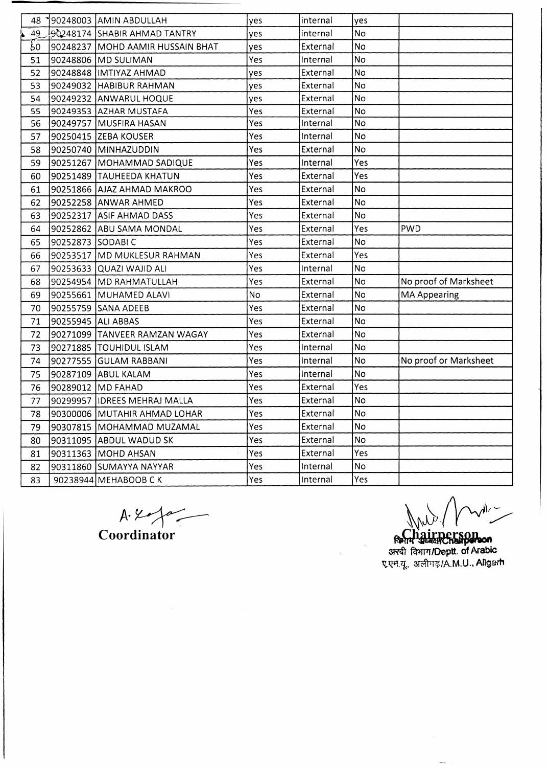| | | | | | | |
|---|---|---|---|---|---|---|
| 48 | 90248003 | AMIN ABDULLAH | yes | internal | yes | |
| 49 | 90248174 | SHABIR AHMAD TANTRY | yes | internal | No | |
| 50 | 90248237 | MOHD AAMIR HUSSAIN BHAT | yes | External | No | |
| 51 | 90248806 | MD SULIMAN | Yes | Internal | No | |
| 52 | 90248848 | IMTIYAZ AHMAD | yes | External | No | |
| 53 | 90249032 | HABIBUR RAHMAN | yes | External | No | |
| 54 | 90249232 | ANWARUL HOQUE | yes | External | No | |
| 55 | 90249353 | AZHAR MUSTAFA | Yes | External | No | |
| 56 | 90249757 | MUSFIRA HASAN | Yes | Internal | No | |
| 57 | 90250415 | ZEBA KOUSER | Yes | Internal | No | |
| 58 | 90250740 | MINHAZUDDIN | Yes | External | No | |
| 59 | 90251267 | MOHAMMAD SADIQUE | Yes | Internal | Yes | |
| 60 | 90251489 | TAUHEEDA KHATUN | Yes | External | Yes | |
| 61 | 90251866 | AJAZ AHMAD MAKROO | Yes | External | No | |
| 62 | 90252258 | ANWAR AHMED | Yes | External | No | |
| 63 | 90252317 | ASIF AHMAD DASS | Yes | External | No | |
| 64 | 90252862 | ABU SAMA MONDAL | Yes | External | Yes | PWD |
| 65 | 90252873 | SODABI C | Yes | External | No | |
| 66 | 90253517 | MD MUKLESUR RAHMAN | Yes | External | Yes | |
| 67 | 90253633 | QUAZI WAJID ALI | Yes | Internal | No | |
| 68 | 90254954 | MD RAHMATULLAH | Yes | External | No | No proof of Marksheet |
| 69 | 90255661 | MUHAMED ALAVI | No | External | No | MA Appearing |
| 70 | 90255759 | SANA ADEEB | Yes | External | No | |
| 71 | 90255945 | ALI ABBAS | Yes | External | No | |
| 72 | 90271099 | TANVEER RAMZAN WAGAY | Yes | External | No | |
| 73 | 90271885 | TOUHIDUL ISLAM | Yes | Internal | No | |
| 74 | 90277555 | GULAM RABBANI | Yes | Internal | No | No proof or Marksheet |
| 75 | 90287109 | ABUL KALAM | Yes | Internal | No | |
| 76 | 90289012 | MD FAHAD | Yes | External | Yes | |
| 77 | 90299957 | IDREES MEHRAJ MALLA | Yes | External | No | |
| 78 | 90300006 | MUTAHIR AHMAD LOHAR | Yes | External | No | |
| 79 | 90307815 | MOHAMMAD MUZAMAL | Yes | External | No | |
| 80 | 90311095 | ABDUL WADUD SK | Yes | External | No | |
| 81 | 90311363 | MOHD AHSAN | Yes | External | Yes | |
| 82 | 90311860 | SUMAYYA NAYYAR | Yes | Internal | No | |
| 83 | 90238944 | MEHABOOB C K | Yes | Internal | Yes | |

**Coordinator**

**Chairperson**
विभाग अध्यक्ष/Chairperson
अरबी विभाग/Deptt. of Arabic
ए.एम.यू., अलीगढ़/A.M.U., Aligarh